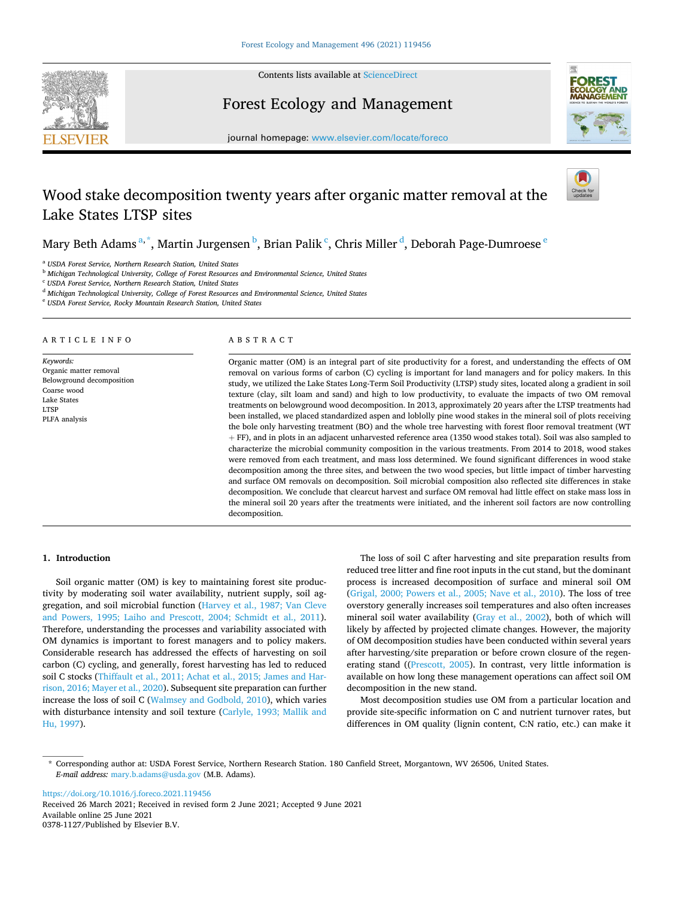# Wood stake decomposition twenty years after organic matter removal at the Lake States LTSP sites

Mary Beth Adams [a,*], Martin Jurgensen [b], Brian Palik [c], Chris Miller [d], Deborah Page-Dumroese [e]

[a] USDA Forest Service, Northern Research Station, United States
[b] Michigan Technological University, College of Forest Resources and Environmental Science, United States
[c] USDA Forest Service, Northern Research Station, United States
[d] Michigan Technological University, College of Forest Resources and Environmental Science, United States
[e] USDA Forest Service, Rocky Mountain Research Station, United States

## ARTICLE INFO

*Keywords:*
Organic matter removal
Belowground decomposition
Coarse wood
Lake States
LTSP
PLFA analysis

## ABSTRACT

Organic matter (OM) is an integral part of site productivity for a forest, and understanding the effects of OM removal on various forms of carbon (C) cycling is important for land managers and for policy makers. In this study, we utilized the Lake States Long-Term Soil Productivity (LTSP) study sites, located along a gradient in soil texture (clay, silt loam and sand) and high to low productivity, to evaluate the impacts of two OM removal treatments on belowground wood decomposition. In 2013, approximately 20 years after the LTSP treatments had been installed, we placed standardized aspen and loblolly pine wood stakes in the mineral soil of plots receiving the bole only harvesting treatment (BO) and the whole tree harvesting with forest floor removal treatment (WT + FF), and in plots in an adjacent unharvested reference area (1350 wood stakes total). Soil was also sampled to characterize the microbial community composition in the various treatments. From 2014 to 2018, wood stakes were removed from each treatment, and mass loss determined. We found significant differences in wood stake decomposition among the three sites, and between the two wood species, but little impact of timber harvesting and surface OM removals on decomposition. Soil microbial composition also reflected site differences in stake decomposition. We conclude that clearcut harvest and surface OM removal had little effect on stake mass loss in the mineral soil 20 years after the treatments were initiated, and the inherent soil factors are now controlling decomposition.

## 1. Introduction

Soil organic matter (OM) is key to maintaining forest site productivity by moderating soil water availability, nutrient supply, soil aggregation, and soil microbial function (Harvey et al., 1987; Van Cleve and Powers, 1995; Laiho and Prescott, 2004; Schmidt et al., 2011). Therefore, understanding the processes and variability associated with OM dynamics is important to forest managers and to policy makers. Considerable research has addressed the effects of harvesting on soil carbon (C) cycling, and generally, forest harvesting has led to reduced soil C stocks (Thiffault et al., 2011; Achat et al., 2015; James and Harrison, 2016; Mayer et al., 2020). Subsequent site preparation can further increase the loss of soil C (Walmsey and Godbold, 2010), which varies with disturbance intensity and soil texture (Carlyle, 1993; Mallik and Hu, 1997).

The loss of soil C after harvesting and site preparation results from reduced tree litter and fine root inputs in the cut stand, but the dominant process is increased decomposition of surface and mineral soil OM (Grigal, 2000; Powers et al., 2005; Nave et al., 2010). The loss of tree overstory generally increases soil temperatures and also often increases mineral soil water availability (Gray et al., 2002), both of which will likely by affected by projected climate changes. However, the majority of OM decomposition studies have been conducted within several years after harvesting/site preparation or before crown closure of the regenerating stand ((Prescott, 2005). In contrast, very little information is available on how long these management operations can affect soil OM decomposition in the new stand.

Most decomposition studies use OM from a particular location and provide site-specific information on C and nutrient turnover rates, but differences in OM quality (lignin content, C:N ratio, etc.) can make it

---

* Corresponding author at: USDA Forest Service, Northern Research Station. 180 Canfield Street, Morgantown, WV 26506, United States.
*E-mail address:* mary.b.adams@usda.gov (M.B. Adams).

https://doi.org/10.1016/j.foreco.2021.119456
Received 26 March 2021; Received in revised form 2 June 2021; Accepted 9 June 2021
Available online 25 June 2021
0378-1127/Published by Elsevier B.V.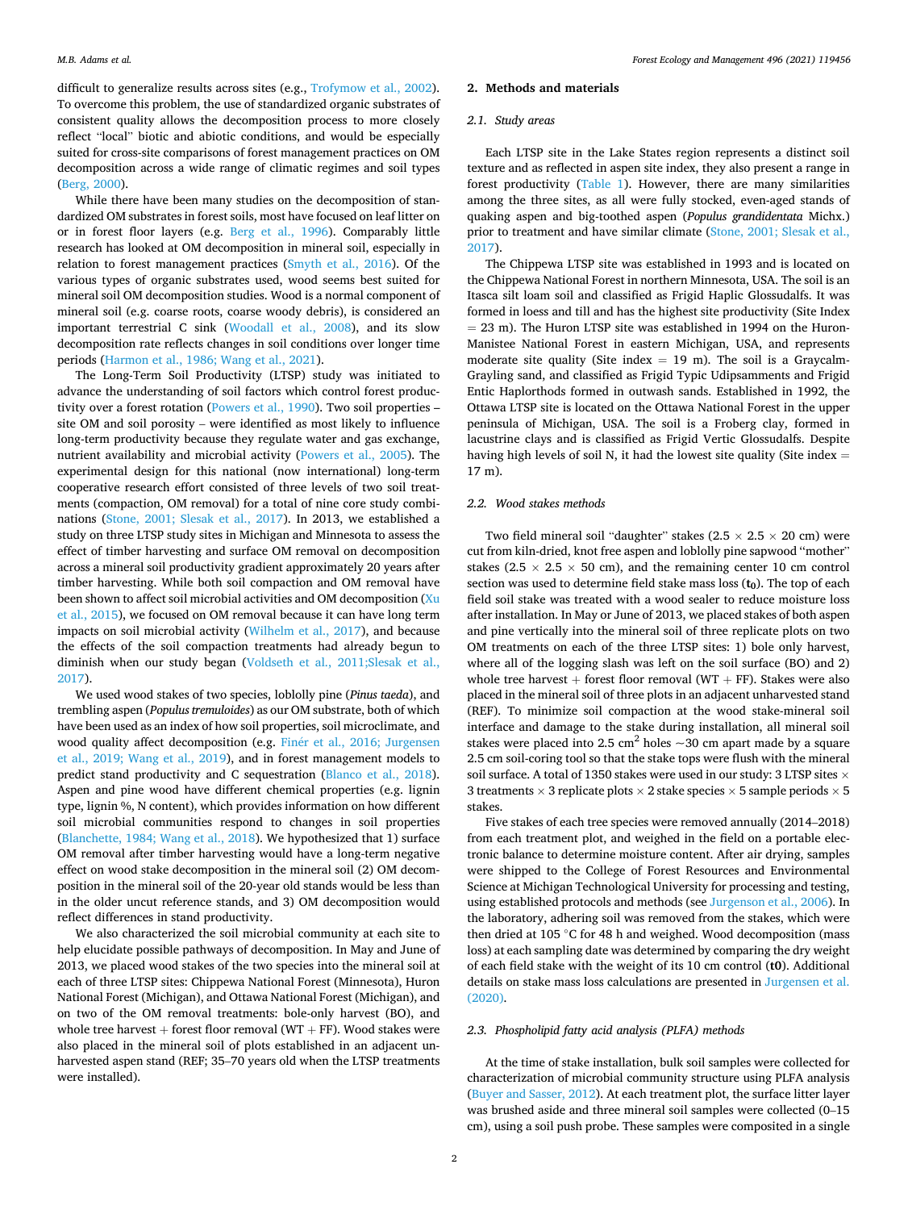difficult to generalize results across sites (e.g., Trofymow et al., 2002). To overcome this problem, the use of standardized organic substrates of consistent quality allows the decomposition process to more closely reflect "local" biotic and abiotic conditions, and would be especially suited for cross-site comparisons of forest management practices on OM decomposition across a wide range of climatic regimes and soil types (Berg, 2000).

While there have been many studies on the decomposition of standardized OM substrates in forest soils, most have focused on leaf litter on or in forest floor layers (e.g. Berg et al., 1996). Comparably little research has looked at OM decomposition in mineral soil, especially in relation to forest management practices (Smyth et al., 2016). Of the various types of organic substrates used, wood seems best suited for mineral soil OM decomposition studies. Wood is a normal component of mineral soil (e.g. coarse roots, coarse woody debris), is considered an important terrestrial C sink (Woodall et al., 2008), and its slow decomposition rate reflects changes in soil conditions over longer time periods (Harmon et al., 1986; Wang et al., 2021).

The Long-Term Soil Productivity (LTSP) study was initiated to advance the understanding of soil factors which control forest productivity over a forest rotation (Powers et al., 1990). Two soil properties – site OM and soil porosity – were identified as most likely to influence long-term productivity because they regulate water and gas exchange, nutrient availability and microbial activity (Powers et al., 2005). The experimental design for this national (now international) long-term cooperative research effort consisted of three levels of two soil treatments (compaction, OM removal) for a total of nine core study combinations (Stone, 2001; Slesak et al., 2017). In 2013, we established a study on three LTSP study sites in Michigan and Minnesota to assess the effect of timber harvesting and surface OM removal on decomposition across a mineral soil productivity gradient approximately 20 years after timber harvesting. While both soil compaction and OM removal have been shown to affect soil microbial activities and OM decomposition (Xu et al., 2015), we focused on OM removal because it can have long term impacts on soil microbial activity (Wilhelm et al., 2017), and because the effects of the soil compaction treatments had already begun to diminish when our study began (Voldseth et al., 2011;Slesak et al., 2017).

We used wood stakes of two species, loblolly pine (*Pinus taeda*), and trembling aspen (*Populus tremuloides*) as our OM substrate, both of which have been used as an index of how soil properties, soil microclimate, and wood quality affect decomposition (e.g. Finér et al., 2016; Jurgensen et al., 2019; Wang et al., 2019), and in forest management models to predict stand productivity and C sequestration (Blanco et al., 2018). Aspen and pine wood have different chemical properties (e.g. lignin type, lignin %, N content), which provides information on how different soil microbial communities respond to changes in soil properties (Blanchette, 1984; Wang et al., 2018). We hypothesized that 1) surface OM removal after timber harvesting would have a long-term negative effect on wood stake decomposition in the mineral soil (2) OM decomposition in the mineral soil of the 20-year old stands would be less than in the older uncut reference stands, and 3) OM decomposition would reflect differences in stand productivity.

We also characterized the soil microbial community at each site to help elucidate possible pathways of decomposition. In May and June of 2013, we placed wood stakes of the two species into the mineral soil at each of three LTSP sites: Chippewa National Forest (Minnesota), Huron National Forest (Michigan), and Ottawa National Forest (Michigan), and on two of the OM removal treatments: bole-only harvest (BO), and whole tree harvest + forest floor removal (WT + FF). Wood stakes were also placed in the mineral soil of plots established in an adjacent unharvested aspen stand (REF; 35–70 years old when the LTSP treatments were installed).

## 2. Methods and materials

### 2.1. Study areas

Each LTSP site in the Lake States region represents a distinct soil texture and as reflected in aspen site index, they also present a range in forest productivity (Table 1). However, there are many similarities among the three sites, as all were fully stocked, even-aged stands of quaking aspen and big-toothed aspen (*Populus grandidentata* Michx.) prior to treatment and have similar climate (Stone, 2001; Slesak et al., 2017).

The Chippewa LTSP site was established in 1993 and is located on the Chippewa National Forest in northern Minnesota, USA. The soil is an Itasca silt loam soil and classified as Frigid Haplic Glossudalfs. It was formed in loess and till and has the highest site productivity (Site Index = 23 m). The Huron LTSP site was established in 1994 on the Huron-Manistee National Forest in eastern Michigan, USA, and represents moderate site quality (Site index = 19 m). The soil is a Graycalm-Grayling sand, and classified as Frigid Typic Udipsamments and Frigid Entic Haplorthods formed in outwash sands. Established in 1992, the Ottawa LTSP site is located on the Ottawa National Forest in the upper peninsula of Michigan, USA. The soil is a Froberg clay, formed in lacustrine clays and is classified as Frigid Vertic Glossudalfs. Despite having high levels of soil N, it had the lowest site quality (Site index = 17 m).

### 2.2. Wood stakes methods

Two field mineral soil "daughter" stakes (2.5 × 2.5 × 20 cm) were cut from kiln-dried, knot free aspen and loblolly pine sapwood "mother" stakes (2.5 × 2.5 × 50 cm), and the remaining center 10 cm control section was used to determine field stake mass loss (**$t_0$**). The top of each field soil stake was treated with a wood sealer to reduce moisture loss after installation. In May or June of 2013, we placed stakes of both aspen and pine vertically into the mineral soil of three replicate plots on two OM treatments on each of the three LTSP sites: 1) bole only harvest, where all of the logging slash was left on the soil surface (BO) and 2) whole tree harvest + forest floor removal (WT + FF). Stakes were also placed in the mineral soil of three plots in an adjacent unharvested stand (REF). To minimize soil compaction at the wood stake-mineral soil interface and damage to the stake during installation, all mineral soil stakes were placed into 2.5 $cm^2$ holes ~30 cm apart made by a square 2.5 cm soil-coring tool so that the stake tops were flush with the mineral soil surface. A total of 1350 stakes were used in our study: 3 LTSP sites × 3 treatments × 3 replicate plots × 2 stake species × 5 sample periods × 5 stakes.

Five stakes of each tree species were removed annually (2014–2018) from each treatment plot, and weighed in the field on a portable electronic balance to determine moisture content. After air drying, samples were shipped to the College of Forest Resources and Environmental Science at Michigan Technological University for processing and testing, using established protocols and methods (see Jurgenson et al., 2006). In the laboratory, adhering soil was removed from the stakes, which were then dried at 105 °C for 48 h and weighed. Wood decomposition (mass loss) at each sampling date was determined by comparing the dry weight of each field stake with the weight of its 10 cm control (**t0**). Additional details on stake mass loss calculations are presented in Jurgensen et al. (2020).

### 2.3. Phospholipid fatty acid analysis (PLFA) methods

At the time of stake installation, bulk soil samples were collected for characterization of microbial community structure using PLFA analysis (Buyer and Sasser, 2012). At each treatment plot, the surface litter layer was brushed aside and three mineral soil samples were collected (0–15 cm), using a soil push probe. These samples were composited in a single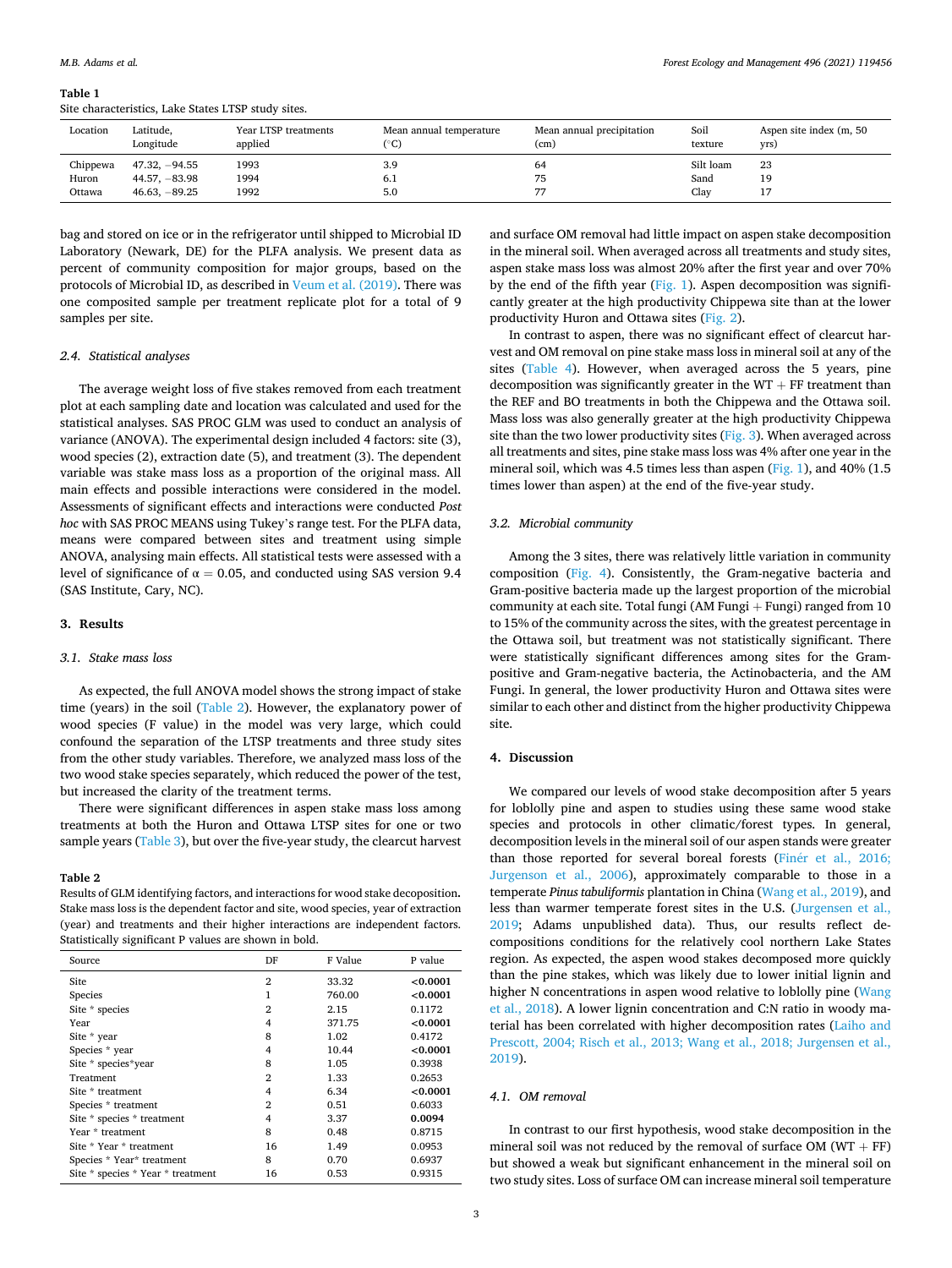**Table 1**
Site characteristics, Lake States LTSP study sites.

| Location | Latitude, Longitude | Year LTSP treatments applied | Mean annual temperature (°C) | Mean annual precipitation (cm) | Soil texture | Aspen site index (m, 50 yrs) |
|---|---|---|---|---|---|---|
| Chippewa | 47.32, −94.55 | 1993 | 3.9 | 64 | Silt loam | 23 |
| Huron | 44.57, −83.98 | 1994 | 6.1 | 75 | Sand | 19 |
| Ottawa | 46.63, −89.25 | 1992 | 5.0 | 77 | Clay | 17 |

bag and stored on ice or in the refrigerator until shipped to Microbial ID Laboratory (Newark, DE) for the PLFA analysis. We present data as percent of community composition for major groups, based on the protocols of Microbial ID, as described in Veum et al. (2019). There was one composited sample per treatment replicate plot for a total of 9 samples per site.

### 2.4. Statistical analyses

The average weight loss of five stakes removed from each treatment plot at each sampling date and location was calculated and used for the statistical analyses. SAS PROC GLM was used to conduct an analysis of variance (ANOVA). The experimental design included 4 factors: site (3), wood species (2), extraction date (5), and treatment (3). The dependent variable was stake mass loss as a proportion of the original mass. All main effects and possible interactions were considered in the model. Assessments of significant effects and interactions were conducted *Post hoc* with SAS PROC MEANS using Tukey's range test. For the PLFA data, means were compared between sites and treatment using simple ANOVA, analysing main effects. All statistical tests were assessed with a level of significance of $\alpha = 0.05$, and conducted using SAS version 9.4 (SAS Institute, Cary, NC).

## 3. Results

### 3.1. Stake mass loss

As expected, the full ANOVA model shows the strong impact of stake time (years) in the soil (Table 2). However, the explanatory power of wood species (F value) in the model was very large, which could confound the separation of the LTSP treatments and three study sites from the other study variables. Therefore, we analyzed mass loss of the two wood stake species separately, which reduced the power of the test, but increased the clarity of the treatment terms.

There were significant differences in aspen stake mass loss among treatments at both the Huron and Ottawa LTSP sites for one or two sample years (Table 3), but over the five-year study, the clearcut harvest

**Table 2**
Results of GLM identifying factors, and interactions for wood stake decoposition. Stake mass loss is the dependent factor and site, wood species, year of extraction (year) and treatments and their higher interactions are independent factors. Statistically significant P values are shown in bold.

| Source | DF | F Value | P value |
|---|---|---|---|
| Site | 2 | 33.32 | **<0.0001** |
| Species | 1 | 760.00 | **<0.0001** |
| Site * species | 2 | 2.15 | 0.1172 |
| Year | 4 | 371.75 | **<0.0001** |
| Site * year | 8 | 1.02 | 0.4172 |
| Species * year | 4 | 10.44 | **<0.0001** |
| Site * species*year | 8 | 1.05 | 0.3938 |
| Treatment | 2 | 1.33 | 0.2653 |
| Site * treatment | 4 | 6.34 | **<0.0001** |
| Species * treatment | 2 | 0.51 | 0.6033 |
| Site * species * treatment | 4 | 3.37 | **0.0094** |
| Year * treatment | 8 | 0.48 | 0.8715 |
| Site * Year * treatment | 16 | 1.49 | 0.0953 |
| Species * Year* treatment | 8 | 0.70 | 0.6937 |
| Site * species * Year * treatment | 16 | 0.53 | 0.9315 |

and surface OM removal had little impact on aspen stake decomposition in the mineral soil. When averaged across all treatments and study sites, aspen stake mass loss was almost 20% after the first year and over 70% by the end of the fifth year (Fig. 1). Aspen decomposition was significantly greater at the high productivity Chippewa site than at the lower productivity Huron and Ottawa sites (Fig. 2).

In contrast to aspen, there was no significant effect of clearcut harvest and OM removal on pine stake mass loss in mineral soil at any of the sites (Table 4). However, when averaged across the 5 years, pine decomposition was significantly greater in the WT + FF treatment than the REF and BO treatments in both the Chippewa and the Ottawa soil. Mass loss was also generally greater at the high productivity Chippewa site than the two lower productivity sites (Fig. 3). When averaged across all treatments and sites, pine stake mass loss was 4% after one year in the mineral soil, which was 4.5 times less than aspen (Fig. 1), and 40% (1.5 times lower than aspen) at the end of the five-year study.

### 3.2. Microbial community

Among the 3 sites, there was relatively little variation in community composition (Fig. 4). Consistently, the Gram-negative bacteria and Gram-positive bacteria made up the largest proportion of the microbial community at each site. Total fungi (AM Fungi + Fungi) ranged from 10 to 15% of the community across the sites, with the greatest percentage in the Ottawa soil, but treatment was not statistically significant. There were statistically significant differences among sites for the Gram-positive and Gram-negative bacteria, the Actinobacteria, and the AM Fungi. In general, the lower productivity Huron and Ottawa sites were similar to each other and distinct from the higher productivity Chippewa site.

## 4. Discussion

We compared our levels of wood stake decomposition after 5 years for loblolly pine and aspen to studies using these same wood stake species and protocols in other climatic/forest types. In general, decomposition levels in the mineral soil of our aspen stands were greater than those reported for several boreal forests (Finér et al., 2016; Jurgenson et al., 2006), approximately comparable to those in a temperate *Pinus tabuliformis* plantation in China (Wang et al., 2019), and less than warmer temperate forest sites in the U.S. (Jurgensen et al., 2019; Adams unpublished data). Thus, our results reflect decompositions conditions for the relatively cool northern Lake States region. As expected, the aspen wood stakes decomposed more quickly than the pine stakes, which was likely due to lower initial lignin and higher N concentrations in aspen wood relative to loblolly pine (Wang et al., 2018). A lower lignin concentration and C:N ratio in woody material has been correlated with higher decomposition rates (Laiho and Prescott, 2004; Risch et al., 2013; Wang et al., 2018; Jurgensen et al., 2019).

### 4.1. OM removal

In contrast to our first hypothesis, wood stake decomposition in the mineral soil was not reduced by the removal of surface OM (WT + FF) but showed a weak but significant enhancement in the mineral soil on two study sites. Loss of surface OM can increase mineral soil temperature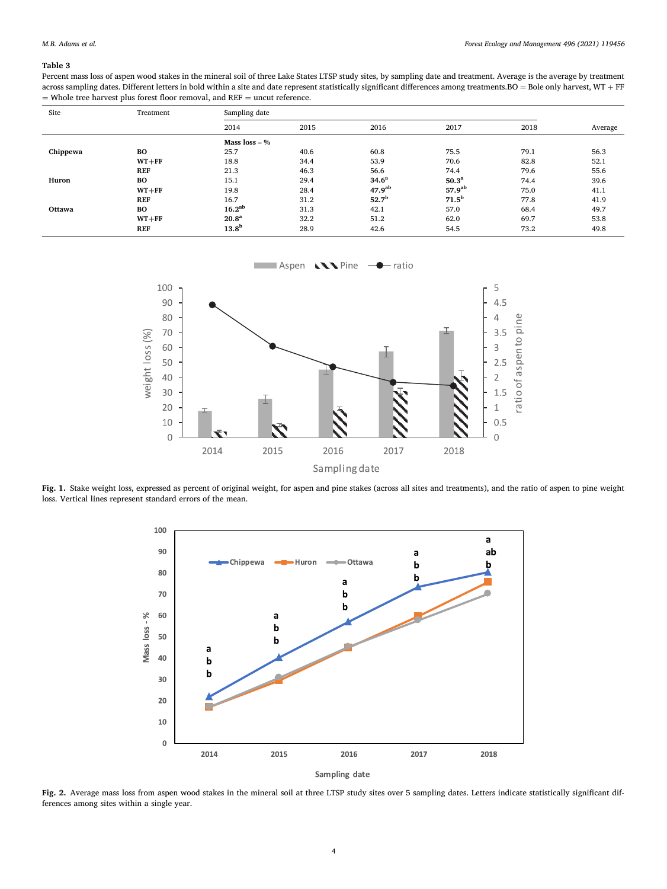**Table 3**

Percent mass loss of aspen wood stakes in the mineral soil of three Lake States LTSP study sites, by sampling date and treatment. Average is the average by treatment across sampling dates. Different letters in bold within a site and date represent statistically significant differences among treatments. BO = Bole only harvest, WT + FF = Whole tree harvest plus forest floor removal, and REF = uncut reference.

| Site | Treatment | Sampling date | | | | | |
|---|---|---|---|---|---|---|---|
| | | 2014 | 2015 | 2016 | 2017 | 2018 | Average |
| | | **Mass loss – %** | | | | | |
| **Chippewa** | **BO** | 25.7 | 40.6 | 60.8 | 75.5 | 79.1 | 56.3 |
| | **WT+FF** | 18.8 | 34.4 | 53.9 | 70.6 | 82.8 | 52.1 |
| | **REF** | 21.3 | 46.3 | 56.6 | 74.4 | 79.6 | 55.6 |
| **Huron** | **BO** | 15.1 | 29.4 | **34.6[a]** | **50.3[a]** | 74.4 | 39.6 |
| | **WT+FF** | 19.8 | 28.4 | **47.9[ab]** | **57.9[ab]** | 75.0 | 41.1 |
| | **REF** | 16.7 | 31.2 | **52.7[b]** | **71.5[b]** | 77.8 | 41.9 |
| **Ottawa** | **BO** | **16.2[ab]** | 31.3 | 42.1 | 57.0 | 68.4 | 49.7 |
| | **WT+FF** | **20.8[a]** | 32.2 | 51.2 | 62.0 | 69.7 | 53.8 |
| | **REF** | **13.8[b]** | 28.9 | 42.6 | 54.5 | 73.2 | 49.8 |

**Fig. 1.** Stake weight loss, expressed as percent of original weight, for aspen and pine stakes (across all sites and treatments), and the ratio of aspen to pine weight loss. Vertical lines represent standard errors of the mean.

**Fig. 2.** Average mass loss from aspen wood stakes in the mineral soil at three LTSP study sites over 5 sampling dates. Letters indicate statistically significant differences among sites within a single year.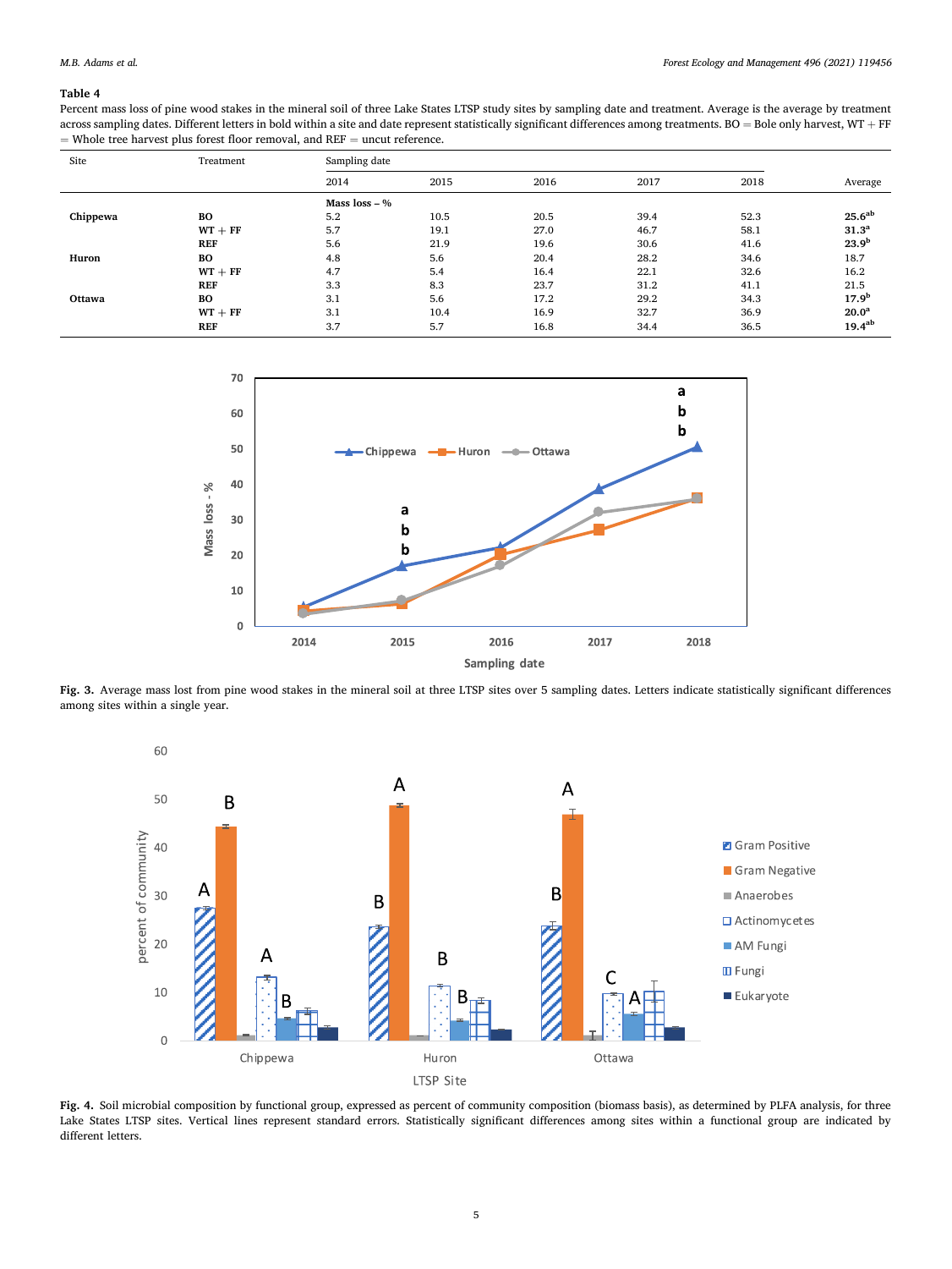**Table 4**
Percent mass loss of pine wood stakes in the mineral soil of three Lake States LTSP study sites by sampling date and treatment. Average is the average by treatment across sampling dates. Different letters in bold within a site and date represent statistically significant differences among treatments. BO = Bole only harvest, WT + FF = Whole tree harvest plus forest floor removal, and REF = uncut reference.

| Site | Treatment | Sampling date | | | | | |
|---|---|---|---|---|---|---|---|
| | | 2014 | 2015 | 2016 | 2017 | 2018 | Average |
| | | **Mass loss – %** | | | | | |
| **Chippewa** | **BO** | 5.2 | 10.5 | 20.5 | 39.4 | 52.3 | **25.6[ab]** |
| | **WT + FF** | 5.7 | 19.1 | 27.0 | 46.7 | 58.1 | **31.3[a]** |
| | **REF** | 5.6 | 21.9 | 19.6 | 30.6 | 41.6 | **23.9[b]** |
| **Huron** | **BO** | 4.8 | 5.6 | 20.4 | 28.2 | 34.6 | 18.7 |
| | **WT + FF** | 4.7 | 5.4 | 16.4 | 22.1 | 32.6 | 16.2 |
| | **REF** | 3.3 | 8.3 | 23.7 | 31.2 | 41.1 | 21.5 |
| **Ottawa** | **BO** | 3.1 | 5.6 | 17.2 | 29.2 | 34.3 | **17.9[b]** |
| | **WT + FF** | 3.1 | 10.4 | 16.9 | 32.7 | 36.9 | **20.0[a]** |
| | **REF** | 3.7 | 5.7 | 16.8 | 34.4 | 36.5 | **19.4[ab]** |

**Fig. 3.** Average mass lost from pine wood stakes in the mineral soil at three LTSP sites over 5 sampling dates. Letters indicate statistically significant differences among sites within a single year.

**Fig. 4.** Soil microbial composition by functional group, expressed as percent of community composition (biomass basis), as determined by PLFA analysis, for three Lake States LTSP sites. Vertical lines represent standard errors. Statistically significant differences among sites within a functional group are indicated by different letters.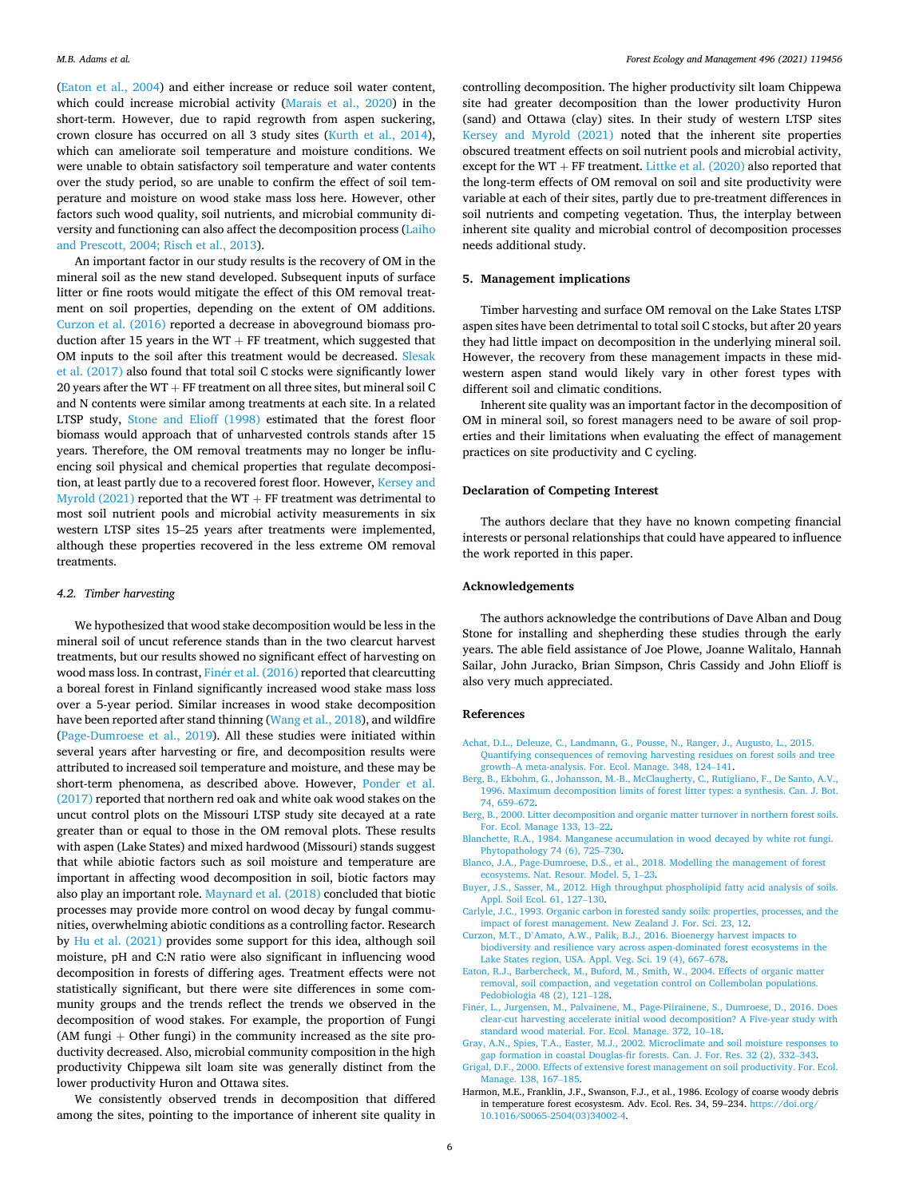(Eaton et al., 2004) and either increase or reduce soil water content, which could increase microbial activity (Marais et al., 2020) in the short-term. However, due to rapid regrowth from aspen suckering, crown closure has occurred on all 3 study sites (Kurth et al., 2014), which can ameliorate soil temperature and moisture conditions. We were unable to obtain satisfactory soil temperature and water contents over the study period, so are unable to confirm the effect of soil temperature and moisture on wood stake mass loss here. However, other factors such wood quality, soil nutrients, and microbial community diversity and functioning can also affect the decomposition process (Laiho and Prescott, 2004; Risch et al., 2013).

An important factor in our study results is the recovery of OM in the mineral soil as the new stand developed. Subsequent inputs of surface litter or fine roots would mitigate the effect of this OM removal treatment on soil properties, depending on the extent of OM additions. Curzon et al. (2016) reported a decrease in aboveground biomass production after 15 years in the WT + FF treatment, which suggested that OM inputs to the soil after this treatment would be decreased. Slesak et al. (2017) also found that total soil C stocks were significantly lower 20 years after the WT + FF treatment on all three sites, but mineral soil C and N contents were similar among treatments at each site. In a related LTSP study, Stone and Elioff (1998) estimated that the forest floor biomass would approach that of unharvested controls stands after 15 years. Therefore, the OM removal treatments may no longer be influencing soil physical and chemical properties that regulate decomposition, at least partly due to a recovered forest floor. However, Kersey and Myrold (2021) reported that the WT + FF treatment was detrimental to most soil nutrient pools and microbial activity measurements in six western LTSP sites 15–25 years after treatments were implemented, although these properties recovered in the less extreme OM removal treatments.

### 4.2. Timber harvesting

We hypothesized that wood stake decomposition would be less in the mineral soil of uncut reference stands than in the two clearcut harvest treatments, but our results showed no significant effect of harvesting on wood mass loss. In contrast, Finér et al. (2016) reported that clearcutting a boreal forest in Finland significantly increased wood stake mass loss over a 5-year period. Similar increases in wood stake decomposition have been reported after stand thinning (Wang et al., 2018), and wildfire (Page-Dumroese et al., 2019). All these studies were initiated within several years after harvesting or fire, and decomposition results were attributed to increased soil temperature and moisture, and these may be short-term phenomena, as described above. However, Ponder et al. (2017) reported that northern red oak and white oak wood stakes on the uncut control plots on the Missouri LTSP study site decayed at a rate greater than or equal to those in the OM removal plots. These results with aspen (Lake States) and mixed hardwood (Missouri) stands suggest that while abiotic factors such as soil moisture and temperature are important in affecting wood decomposition in soil, biotic factors may also play an important role. Maynard et al. (2018) concluded that biotic processes may provide more control on wood decay by fungal communities, overwhelming abiotic conditions as a controlling factor. Research by Hu et al. (2021) provides some support for this idea, although soil moisture, pH and C:N ratio were also significant in influencing wood decomposition in forests of differing ages. Treatment effects were not statistically significant, but there were site differences in some community groups and the trends reflect the trends we observed in the decomposition of wood stakes. For example, the proportion of Fungi (AM fungi + Other fungi) in the community increased as the site productivity decreased. Also, microbial community composition in the high productivity Chippewa silt loam site was generally distinct from the lower productivity Huron and Ottawa sites.

We consistently observed trends in decomposition that differed among the sites, pointing to the importance of inherent site quality in controlling decomposition. The higher productivity silt loam Chippewa site had greater decomposition than the lower productivity Huron (sand) and Ottawa (clay) sites. In their study of western LTSP sites Kersey and Myrold (2021) noted that the inherent site properties obscured treatment effects on soil nutrient pools and microbial activity, except for the WT + FF treatment. Littke et al. (2020) also reported that the long-term effects of OM removal on soil and site productivity were variable at each of their sites, partly due to pre-treatment differences in soil nutrients and competing vegetation. Thus, the interplay between inherent site quality and microbial control of decomposition processes needs additional study.

## 5. Management implications

Timber harvesting and surface OM removal on the Lake States LTSP aspen sites have been detrimental to total soil C stocks, but after 20 years they had little impact on decomposition in the underlying mineral soil. However, the recovery from these management impacts in these midwestern aspen stand would likely vary in other forest types with different soil and climatic conditions.

Inherent site quality was an important factor in the decomposition of OM in mineral soil, so forest managers need to be aware of soil properties and their limitations when evaluating the effect of management practices on site productivity and C cycling.

## Declaration of Competing Interest

The authors declare that they have no known competing financial interests or personal relationships that could have appeared to influence the work reported in this paper.

## Acknowledgements

The authors acknowledge the contributions of Dave Alban and Doug Stone for installing and shepherding these studies through the early years. The able field assistance of Joe Plowe, Joanne Walitalo, Hannah Sailar, John Juracko, Brian Simpson, Chris Cassidy and John Elioff is also very much appreciated.

## References

Achat, D.L., Deleuze, C., Landmann, G., Pousse, N., Ranger, J., Augusto, L., 2015. Quantifying consequences of removing harvesting residues on forest soils and tree growth–A meta-analysis. For. Ecol. Manage. 348, 124–141.

Berg, B., Ekbohm, G., Johansson, M.-B., McClaugherty, C., Rutigliano, F., De Santo, A.V., 1996. Maximum decomposition limits of forest litter types: a synthesis. Can. J. Bot. 74, 659–672.

Berg, B., 2000. Litter decomposition and organic matter turnover in northern forest soils. For. Ecol. Manage 133, 13–22.

Blanchette, R.A., 1984. Manganese accumulation in wood decayed by white rot fungi. Phytopathology 74 (6), 725–730.

Blanco, J.A., Page-Dumroese, D.S., et al., 2018. Modelling the management of forest ecosystems. Nat. Resour. Model. 5, 1–23.

Buyer, J.S., Sasser, M., 2012. High throughput phospholipid fatty acid analysis of soils. Appl. Soil Ecol. 61, 127–130.

Carlyle, J.C., 1993. Organic carbon in forested sandy soils: properties, processes, and the impact of forest management. New Zealand J. For. Sci. 23, 12.

Curzon, M.T., D'Amato, A.W., Palik, B.J., 2016. Bioenergy harvest impacts to biodiversity and resilience vary across aspen-dominated forest ecosystems in the Lake States region, USA. Appl. Veg. Sci. 19 (4), 667–678.

Eaton, R.J., Barbercheck, M., Buford, M., Smith, W., 2004. Effects of organic matter removal, soil compaction, and vegetation control on Collembolan populations. Pedobiologia 48 (2), 121–128.

Finér, L., Jurgensen, M., Palvainene, M., Page-Piirainene, S., Dumroese, D., 2016. Does clear-cut harvesting accelerate initial wood decomposition? A Five-year study with standard wood material. For. Ecol. Manage. 372, 10–18.

Gray, A.N., Spies, T.A., Easter, M.J., 2002. Microclimate and soil moisture responses to gap formation in coastal Douglas-fir forests. Can. J. For. Res. 32 (2), 332–343.

Grigal, D.F., 2000. Effects of extensive forest management on soil productivity. For. Ecol. Manage. 138, 167–185.

Harmon, M.E., Franklin, J.F., Swanson, F.J., et al., 1986. Ecology of coarse woody debris in temperature forest ecosystem. Adv. Ecol. Res. 34, 59–234. https://doi.org/10.1016/S0065-2504(03)34002-4.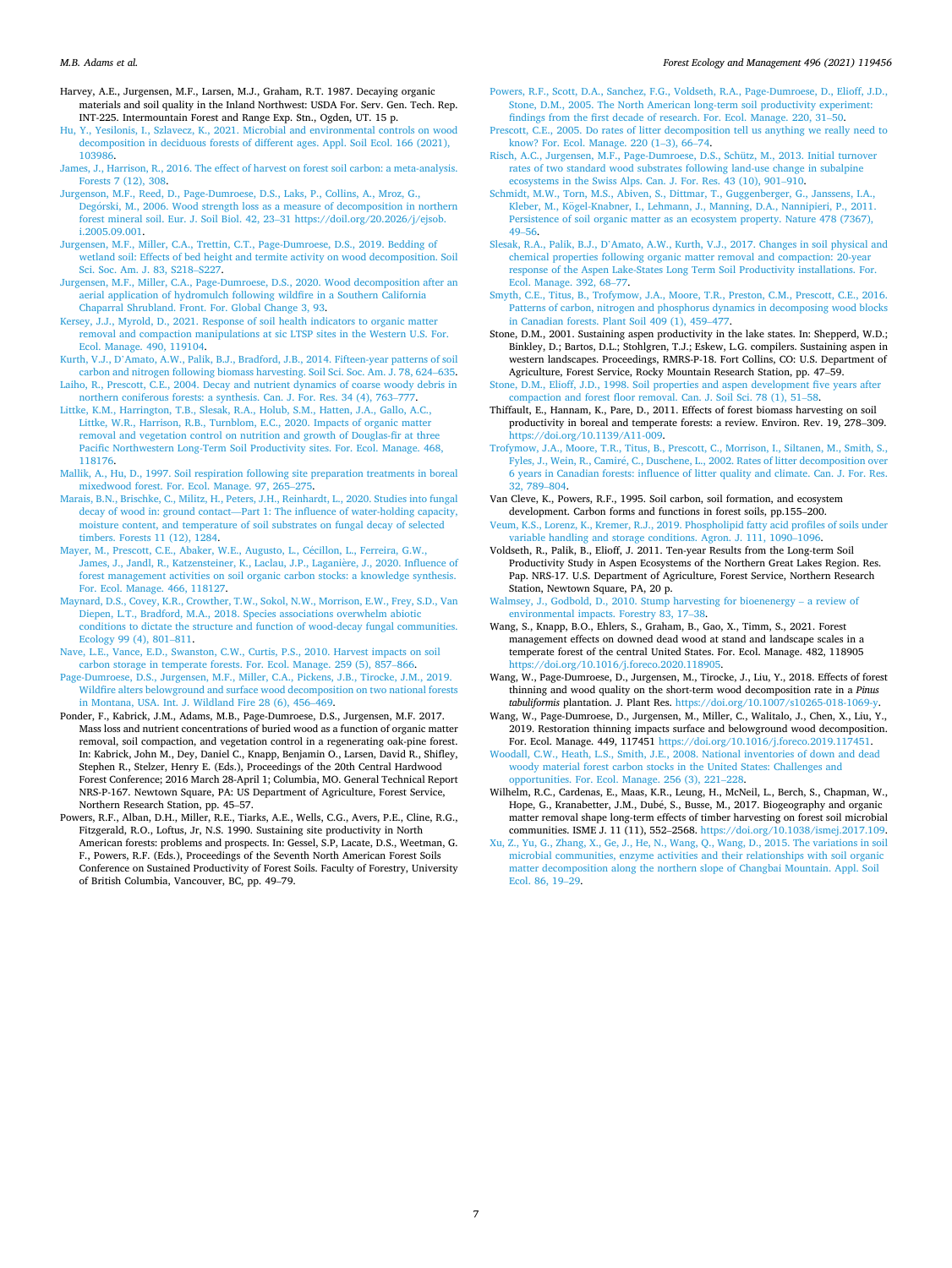Harvey, A.E., Jurgensen, M.F., Larsen, M.J., Graham, R.T. 1987. Decaying organic materials and soil quality in the Inland Northwest: USDA For. Serv. Gen. Tech. Rep. INT-225. Intermountain Forest and Range Exp. Stn., Ogden, UT. 15 p.

Hu, Y., Yesilonis, I., Szlavecz, K., 2021. Microbial and environmental controls on wood decomposition in deciduous forests of different ages. Appl. Soil Ecol. 166 (2021), 103986.

James, J., Harrison, R., 2016. The effect of harvest on forest soil carbon: a meta-analysis. Forests 7 (12), 308.

Jurgenson, M.F., Reed, D., Page-Dumroese, D.S., Laks, P., Collins, A., Mroz, G., Degórski, M., 2006. Wood strength loss as a measure of decomposition in northern forest mineral soil. Eur. J. Soil Biol. 42, 23–31 https://doil.org/20.2026/j/ejsob.i.2005.09.001.

Jurgensen, M.F., Miller, C.A., Trettin, C.T., Page-Dumroese, D.S., 2019. Bedding of wetland soil: Effects of bed height and termite activity on wood decomposition. Soil Sci. Soc. Am. J. 83, S218–S227.

Jurgensen, M.F., Miller, C.A., Page-Dumroese, D.S., 2020. Wood decomposition after an aerial application of hydromulch following wildfire in a Southern California Chaparral Shrubland. Front. For. Global Change 3, 93.

Kersey, J.J., Myrold, D., 2021. Response of soil health indicators to organic matter removal and compaction manipulations at six LTSP sites in the Western U.S. For. Ecol. Manage. 490, 119104.

Kurth, V.J., D'Amato, A.W., Palik, B.J., Bradford, J.B., 2014. Fifteen-year patterns of soil carbon and nitrogen following biomass harvesting. Soil Sci. Soc. Am. J. 78, 624–635.

Laiho, R., Prescott, C.E., 2004. Decay and nutrient dynamics of coarse woody debris in northern coniferous forests: a synthesis. Can. J. For. Res. 34 (4), 763–777.

Littke, K.M., Harrington, T.B., Slesak, R.A., Holub, S.M., Hatten, J.A., Gallo, A.C., Littke, W.R., Harrison, R.B., Turnblom, E.C., 2020. Impacts of organic matter removal and vegetation control on nutrition and growth of Douglas-fir at three Pacific Northwestern Long-Term Soil Productivity sites. For. Ecol. Manage. 468, 118176.

Mallik, A., Hu, D., 1997. Soil respiration following site preparation treatments in boreal mixedwood forest. For. Ecol. Manage. 97, 265–275.

Marais, B.N., Brischke, C., Militz, H., Peters, J.H., Reinhardt, L., 2020. Studies into fungal decay of wood in: ground contact—Part 1: The influence of water-holding capacity, moisture content, and temperature of soil substrates on fungal decay of selected timbers. Forests 11 (12), 1284.

Mayer, M., Prescott, C.E., Abaker, W.E., Augusto, L., Cécillon, L., Ferreira, G.W., James, J., Jandl, R., Katzensteiner, K., Laclau, J.P., Laganière, J., 2020. Influence of forest management activities on soil organic carbon stocks: a knowledge synthesis. For. Ecol. Manage. 466, 118127.

Maynard, D.S., Covey, K.R., Crowther, T.W., Sokol, N.W., Morrison, E.W., Frey, S.D., Van Diepen, L.T., Bradford, M.A., 2018. Species associations overwhelm abiotic conditions to dictate the structure and function of wood-decay fungal communities. Ecology 99 (4), 801–811.

Nave, L.E., Vance, E.D., Swanston, C.W., Curtis, P.S., 2010. Harvest impacts on soil carbon storage in temperate forests. For. Ecol. Manage. 259 (5), 857–866.

Page-Dumroese, D.S., Jurgensen, M.F., Miller, C.A., Pickens, J.B., Tirocke, J.M., 2019. Wildfire alters belowground and surface wood decomposition on two national forests in Montana, USA. Int. J. Wildland Fire 28 (6), 456–469.

Ponder, F., Kabrick, J.M., Adams, M.B., Page-Dumroese, D.S., Jurgensen, M.F. 2017. Mass loss and nutrient concentrations of buried wood as a function of organic matter removal, soil compaction, and vegetation control in a regenerating oak-pine forest. In: Kabrick, John M., Dey, Daniel C., Knapp, Benjamin O., Larsen, David R., Shifley, Stephen R., Stelzer, Henry E. (Eds.), Proceedings of the 20th Central Hardwood Forest Conference; 2016 March 28-April 1; Columbia, MO. General Technical Report NRS-P-167. Newtown Square, PA: US Department of Agriculture, Forest Service, Northern Research Station, pp. 45–57.

Powers, R.F., Alban, D.H., Miller, R.E., Tiarks, A.E., Wells, C.G., Avers, P.E., Cline, R.G., Fitzgerald, R.O., Loftus, Jr, N.S. 1990. Sustaining site productivity in North American forests: problems and prospects. In: Gessel, S.P, Lacate, D.S., Weetman, G. F., Powers, R.F. (Eds.), Proceedings of the Seventh North American Forest Soils Conference on Sustained Productivity of Forest Soils. Faculty of Forestry, University of British Columbia, Vancouver, BC, pp. 49–79.

Powers, R.F., Scott, D.A., Sanchez, F.G., Voldseth, R.A., Page-Dumroese, D., Elioff, J.D., Stone, D.M., 2005. The North American long-term soil productivity experiment: findings from the first decade of research. For. Ecol. Manage. 220, 31–50.

Prescott, C.E., 2005. Do rates of litter decomposition tell us anything we really need to know? For. Ecol. Manage. 220 (1–3), 66–74.

Risch, A.C., Jurgensen, M.F., Page-Dumroese, D.S., Schütz, M., 2013. Initial turnover rates of two standard wood substrates following land-use change in subalpine ecosystems in the Swiss Alps. Can. J. For. Res. 43 (10), 901–910.

Schmidt, M.W., Torn, M.S., Abiven, S., Dittmar, T., Guggenberger, G., Janssens, I.A., Kleber, M., Kögel-Knabner, I., Lehmann, J., Manning, D.A., Nannipieri, P., 2011. Persistence of soil organic matter as an ecosystem property. Nature 478 (7367), 49–56.

Slesak, R.A., Palik, B.J., D'Amato, A.W., Kurth, V.J., 2017. Changes in soil physical and chemical properties following organic matter removal and compaction: 20-year response of the Aspen Lake-States Long Term Soil Productivity installations. For. Ecol. Manage. 392, 68–77.

Smyth, C.E., Titus, B., Trofymow, J.A., Moore, T.R., Preston, C.M., Prescott, C.E., 2016. Patterns of carbon, nitrogen and phosphorus dynamics in decomposing wood blocks in Canadian forests. Plant Soil 409 (1), 459–477.

Stone, D.M., 2001. Sustaining aspen productivity in the lake states. In: Shepperd, W.D.; Binkley, D.; Bartos, D.L.; Stohlgren, T.J.; Eskew, L.G. compilers. Sustaining aspen in western landscapes. Proceedings, RMRS-P-18. Fort Collins, CO: U.S. Department of Agriculture, Forest Service, Rocky Mountain Research Station, pp. 47–59.

Stone, D.M., Elioff, J.D., 1998. Soil properties and aspen development five years after compaction and forest floor removal. Can. J. Soil Sci. 78 (1), 51–58.

Thiffault, E., Hannam, K., Pare, D., 2011. Effects of forest biomass harvesting on soil productivity in boreal and temperate forests: a review. Environ. Rev. 19, 278–309. https://doi.org/10.1139/A11-009.

Trofymow, J.A., Moore, T.R., Titus, B., Prescott, C., Morrison, I., Siltanen, M., Smith, S., Fyles, J., Wein, R., Camiré, C., Duschene, L., 2002. Rates of litter decomposition over 6 years in Canadian forests: influence of litter quality and climate. Can. J. For. Res. 32, 789–804.

Van Cleve, K., Powers, R.F., 1995. Soil carbon, soil formation, and ecosystem development. Carbon forms and functions in forest soils, pp.155–200.

Veum, K.S., Lorenz, K., Kremer, R.J., 2019. Phospholipid fatty acid profiles of soils under variable handling and storage conditions. Agron. J. 111, 1090–1096.

Voldseth, R., Palik, B., Elioff, J. 2011. Ten-year Results from the Long-term Soil Productivity Study in Aspen Ecosystems of the Northern Great Lakes Region. Res. Pap. NRS-17. U.S. Department of Agriculture, Forest Service, Northern Research Station, Newtown Square, PA, 20 p.

Walmsey, J., Godbold, D., 2010. Stump harvesting for bioenenergy – a review of environmental impacts. Forestry 83, 17–38.

Wang, S., Knapp, B.O., Ehlers, S., Graham, B., Gao, X., Timm, S., 2021. Forest management effects on downed dead wood at stand and landscape scales in a temperate forest of the central United States. For. Ecol. Manage. 482, 118905 https://doi.org/10.1016/j.foreco.2020.118905.

Wang, W., Page-Dumroese, D., Jurgensen, M., Tirocke, J., Liu, Y., 2018. Effects of forest thinning and wood quality on the short-term wood decomposition rate in a *Pinus tabuliformis* plantation. J. Plant Res. https://doi.org/10.1007/s10265-018-1069-y.

Wang, W., Page-Dumroese, D., Jurgensen, M., Miller, C., Walitalo, J., Chen, X., Liu, Y., 2019. Restoration thinning impacts surface and belowground wood decomposition. For. Ecol. Manage. 449, 117451 https://doi.org/10.1016/j.foreco.2019.117451.

Woodall, C.W., Heath, L.S., Smith, J.E., 2008. National inventories of down and dead woody material forest carbon stocks in the United States: Challenges and opportunities. For. Ecol. Manage. 256 (3), 221–228.

Wilhelm, R.C., Cardenas, E., Maas, K.R., Leung, H., McNeil, L., Berch, S., Chapman, W., Hope, G., Kranabetter, J.M., Dubé, S., Busse, M., 2017. Biogeography and organic matter removal shape long-term effects of timber harvesting on forest soil microbial communities. ISME J. 11 (11), 552–2568. https://doi.org/10.1038/ismej.2017.109.

Xu, Z., Yu, G., Zhang, X., Ge, J., He, N., Wang, Q., Wang, D., 2015. The variations in soil microbial communities, enzyme activities and their relationships with soil organic matter decomposition along the northern slope of Changbai Mountain. Appl. Soil Ecol. 86, 19–29.